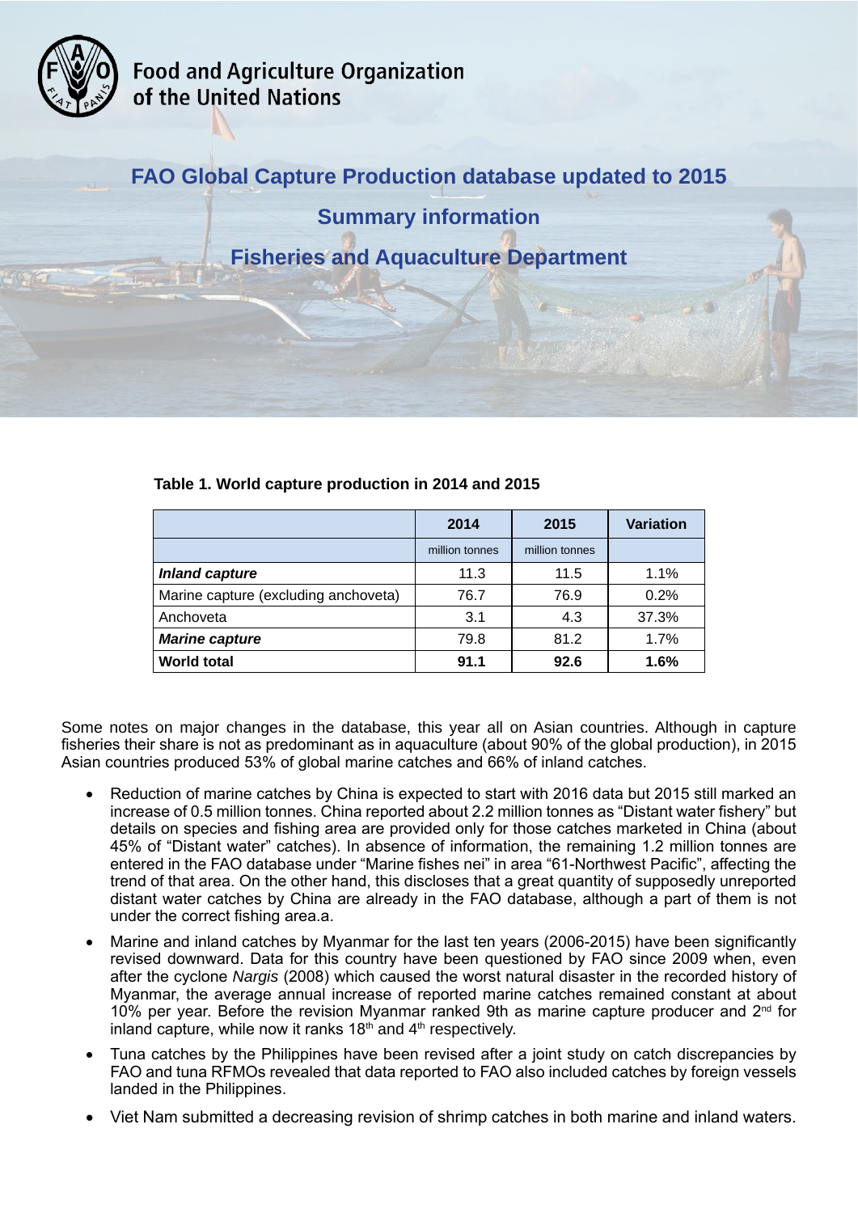Food and Agriculture Organization of the United Nations

# FAO Global Capture Production database updated to 2015

## Summary information

## Fisheries and Aquaculture Department

**Table 1. World capture production in 2014 and 2015**

| | 2014 | 2015 | Variation |
|---|---|---|---|
| | million tonnes | million tonnes | |
| ***Inland capture*** | 11.3 | 11.5 | 1.1% |
| Marine capture (excluding anchoveta) | 76.7 | 76.9 | 0.2% |
| Anchoveta | 3.1 | 4.3 | 37.3% |
| ***Marine capture*** | 79.8 | 81.2 | 1.7% |
| **World total** | **91.1** | **92.6** | **1.6%** |

Some notes on major changes in the database, this year all on Asian countries. Although in capture fisheries their share is not as predominant as in aquaculture (about 90% of the global production), in 2015 Asian countries produced 53% of global marine catches and 66% of inland catches.

- Reduction of marine catches by China is expected to start with 2016 data but 2015 still marked an increase of 0.5 million tonnes. China reported about 2.2 million tonnes as "Distant water fishery" but details on species and fishing area are provided only for those catches marketed in China (about 45% of "Distant water" catches). In absence of information, the remaining 1.2 million tonnes are entered in the FAO database under "Marine fishes nei" in area "61-Northwest Pacific", affecting the trend of that area. On the other hand, this discloses that a great quantity of supposedly unreported distant water catches by China are already in the FAO database, although a part of them is not under the correct fishing area.a.
- Marine and inland catches by Myanmar for the last ten years (2006-2015) have been significantly revised downward. Data for this country have been questioned by FAO since 2009 when, even after the cyclone *Nargis* (2008) which caused the worst natural disaster in the recorded history of Myanmar, the average annual increase of reported marine catches remained constant at about 10% per year. Before the revision Myanmar ranked 9th as marine capture producer and 2nd for inland capture, while now it ranks 18th and 4th respectively.
- Tuna catches by the Philippines have been revised after a joint study on catch discrepancies by FAO and tuna RFMOs revealed that data reported to FAO also included catches by foreign vessels landed in the Philippines.
- Viet Nam submitted a decreasing revision of shrimp catches in both marine and inland waters.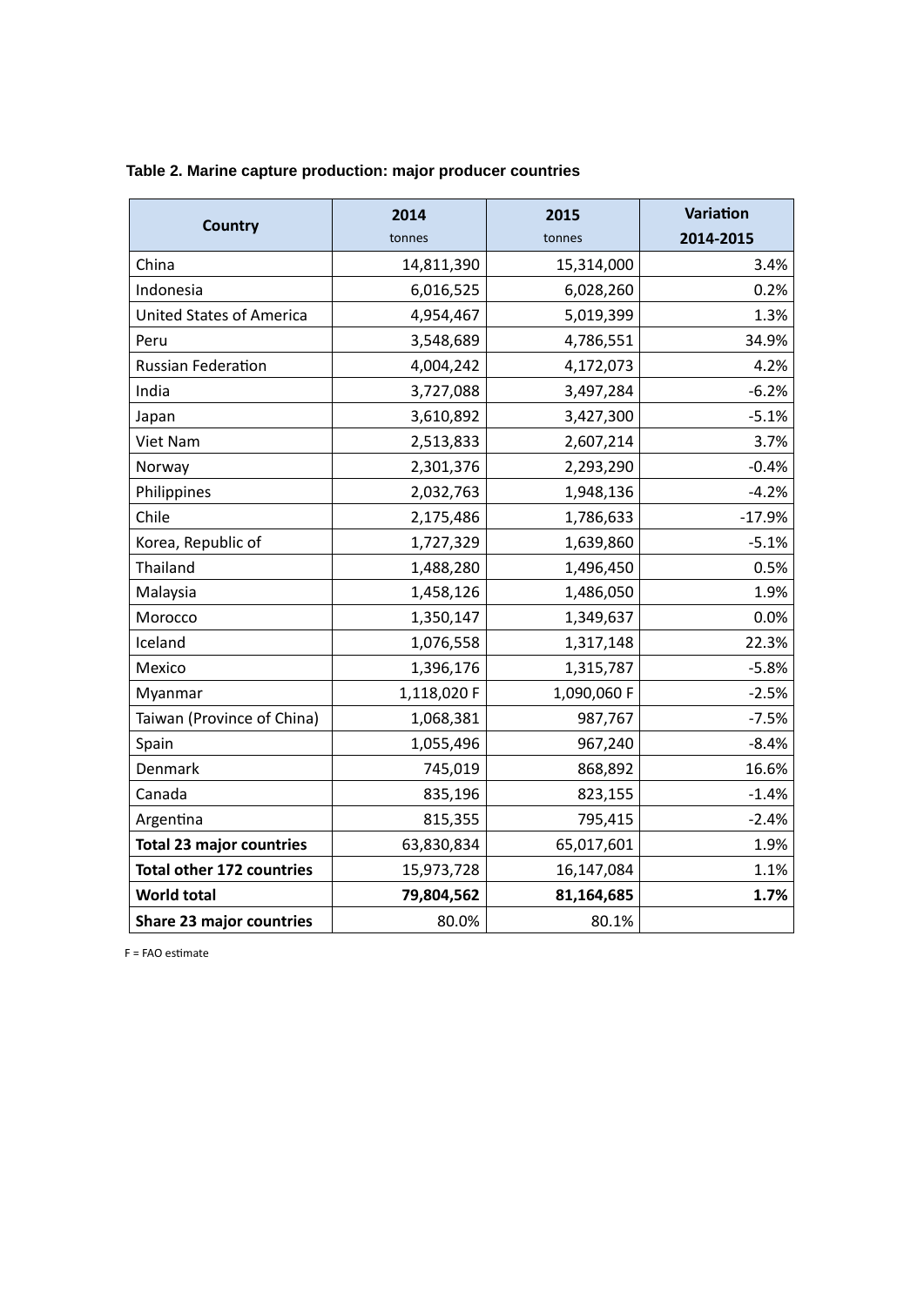**Table 2. Marine capture production: major producer countries**

| Country | 2014 tonnes | 2015 tonnes | Variation 2014-2015 |
|---|---|---|---|
| China | 14,811,390 | 15,314,000 | 3.4% |
| Indonesia | 6,016,525 | 6,028,260 | 0.2% |
| United States of America | 4,954,467 | 5,019,399 | 1.3% |
| Peru | 3,548,689 | 4,786,551 | 34.9% |
| Russian Federation | 4,004,242 | 4,172,073 | 4.2% |
| India | 3,727,088 | 3,497,284 | -6.2% |
| Japan | 3,610,892 | 3,427,300 | -5.1% |
| Viet Nam | 2,513,833 | 2,607,214 | 3.7% |
| Norway | 2,301,376 | 2,293,290 | -0.4% |
| Philippines | 2,032,763 | 1,948,136 | -4.2% |
| Chile | 2,175,486 | 1,786,633 | -17.9% |
| Korea, Republic of | 1,727,329 | 1,639,860 | -5.1% |
| Thailand | 1,488,280 | 1,496,450 | 0.5% |
| Malaysia | 1,458,126 | 1,486,050 | 1.9% |
| Morocco | 1,350,147 | 1,349,637 | 0.0% |
| Iceland | 1,076,558 | 1,317,148 | 22.3% |
| Mexico | 1,396,176 | 1,315,787 | -5.8% |
| Myanmar | 1,118,020 F | 1,090,060 F | -2.5% |
| Taiwan (Province of China) | 1,068,381 | 987,767 | -7.5% |
| Spain | 1,055,496 | 967,240 | -8.4% |
| Denmark | 745,019 | 868,892 | 16.6% |
| Canada | 835,196 | 823,155 | -1.4% |
| Argentina | 815,355 | 795,415 | -2.4% |
| **Total 23 major countries** | 63,830,834 | 65,017,601 | 1.9% |
| **Total other 172 countries** | 15,973,728 | 16,147,084 | 1.1% |
| **World total** | **79,804,562** | **81,164,685** | **1.7%** |
| **Share 23 major countries** | 80.0% | 80.1% | |

F = FAO estimate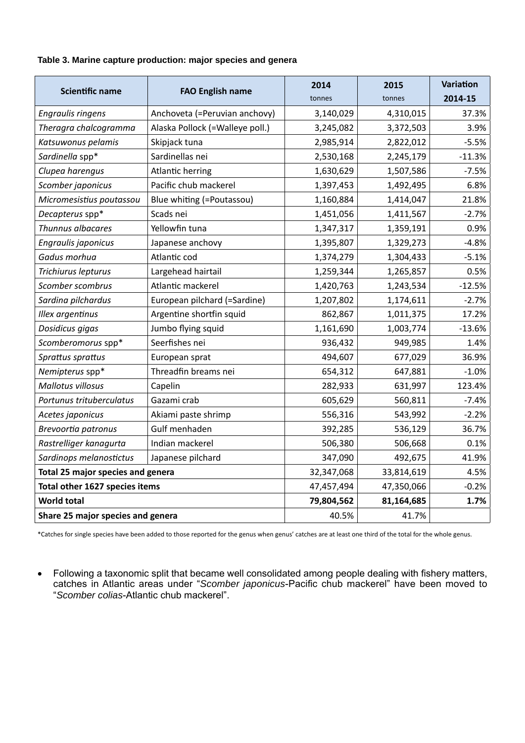**Table 3. Marine capture production: major species and genera**

| Scientific name | FAO English name | 2014 tonnes | 2015 tonnes | Variation 2014-15 |
|---|---|---|---|---|
| *Engraulis ringens* | Anchoveta (=Peruvian anchovy) | 3,140,029 | 4,310,015 | 37.3% |
| *Theragra chalcogramma* | Alaska Pollock (=Walleye poll.) | 3,245,082 | 3,372,503 | 3.9% |
| *Katsuwonus pelamis* | Skipjack tuna | 2,985,914 | 2,822,012 | -5.5% |
| *Sardinella* spp* | Sardinellas nei | 2,530,168 | 2,245,179 | -11.3% |
| *Clupea harengus* | Atlantic herring | 1,630,629 | 1,507,586 | -7.5% |
| *Scomber japonicus* | Pacific chub mackerel | 1,397,453 | 1,492,495 | 6.8% |
| *Micromesistius poutassou* | Blue whiting (=Poutassou) | 1,160,884 | 1,414,047 | 21.8% |
| *Decapterus* spp* | Scads nei | 1,451,056 | 1,411,567 | -2.7% |
| *Thunnus albacares* | Yellowfin tuna | 1,347,317 | 1,359,191 | 0.9% |
| *Engraulis japonicus* | Japanese anchovy | 1,395,807 | 1,329,273 | -4.8% |
| *Gadus morhua* | Atlantic cod | 1,374,279 | 1,304,433 | -5.1% |
| *Trichiurus lepturus* | Largehead hairtail | 1,259,344 | 1,265,857 | 0.5% |
| *Scomber scombrus* | Atlantic mackerel | 1,420,763 | 1,243,534 | -12.5% |
| *Sardina pilchardus* | European pilchard (=Sardine) | 1,207,802 | 1,174,611 | -2.7% |
| *Illex argentinus* | Argentine shortfin squid | 862,867 | 1,011,375 | 17.2% |
| *Dosidicus gigas* | Jumbo flying squid | 1,161,690 | 1,003,774 | -13.6% |
| *Scomberomorus* spp* | Seerfishes nei | 936,432 | 949,985 | 1.4% |
| *Sprattus sprattus* | European sprat | 494,607 | 677,029 | 36.9% |
| *Nemipterus* spp* | Threadfin breams nei | 654,312 | 647,881 | -1.0% |
| *Mallotus villosus* | Capelin | 282,933 | 631,997 | 123.4% |
| *Portunus trituberculatus* | Gazami crab | 605,629 | 560,811 | -7.4% |
| *Acetes japonicus* | Akiami paste shrimp | 556,316 | 543,992 | -2.2% |
| *Brevoortia patronus* | Gulf menhaden | 392,285 | 536,129 | 36.7% |
| *Rastrelliger kanagurta* | Indian mackerel | 506,380 | 506,668 | 0.1% |
| *Sardinops melanostictus* | Japanese pilchard | 347,090 | 492,675 | 41.9% |
| **Total 25 major species and genera** | | 32,347,068 | 33,814,619 | 4.5% |
| **Total other 1627 species items** | | 47,457,494 | 47,350,066 | -0.2% |
| **World total** | | **79,804,562** | **81,164,685** | **1.7%** |
| **Share 25 major species and genera** | | 40.5% | 41.7% | |

*Catches for single species have been added to those reported for the genus when genus' catches are at least one third of the total for the whole genus.

- Following a taxonomic split that became well consolidated among people dealing with fishery matters, catches in Atlantic areas under "*Scomber japonicus*-Pacific chub mackerel" have been moved to "*Scomber colias*-Atlantic chub mackerel".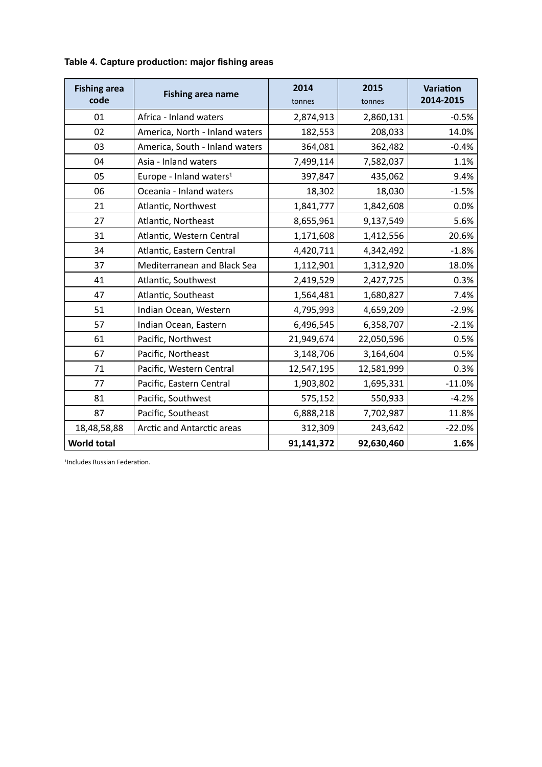**Table 4. Capture production: major fishing areas**

| Fishing area code | Fishing area name | 2014 tonnes | 2015 tonnes | Variation 2014-2015 |
|---|---|---|---|---|
| 01 | Africa - Inland waters | 2,874,913 | 2,860,131 | -0.5% |
| 02 | America, North - Inland waters | 182,553 | 208,033 | 14.0% |
| 03 | America, South - Inland waters | 364,081 | 362,482 | -0.4% |
| 04 | Asia - Inland waters | 7,499,114 | 7,582,037 | 1.1% |
| 05 | Europe - Inland waters[1] | 397,847 | 435,062 | 9.4% |
| 06 | Oceania - Inland waters | 18,302 | 18,030 | -1.5% |
| 21 | Atlantic, Northwest | 1,841,777 | 1,842,608 | 0.0% |
| 27 | Atlantic, Northeast | 8,655,961 | 9,137,549 | 5.6% |
| 31 | Atlantic, Western Central | 1,171,608 | 1,412,556 | 20.6% |
| 34 | Atlantic, Eastern Central | 4,420,711 | 4,342,492 | -1.8% |
| 37 | Mediterranean and Black Sea | 1,112,901 | 1,312,920 | 18.0% |
| 41 | Atlantic, Southwest | 2,419,529 | 2,427,725 | 0.3% |
| 47 | Atlantic, Southeast | 1,564,481 | 1,680,827 | 7.4% |
| 51 | Indian Ocean, Western | 4,795,993 | 4,659,209 | -2.9% |
| 57 | Indian Ocean, Eastern | 6,496,545 | 6,358,707 | -2.1% |
| 61 | Pacific, Northwest | 21,949,674 | 22,050,596 | 0.5% |
| 67 | Pacific, Northeast | 3,148,706 | 3,164,604 | 0.5% |
| 71 | Pacific, Western Central | 12,547,195 | 12,581,999 | 0.3% |
| 77 | Pacific, Eastern Central | 1,903,802 | 1,695,331 | -11.0% |
| 81 | Pacific, Southwest | 575,152 | 550,933 | -4.2% |
| 87 | Pacific, Southeast | 6,888,218 | 7,702,987 | 11.8% |
| 18,48,58,88 | Arctic and Antarctic areas | 312,309 | 243,642 | -22.0% |
| **World total** | | **91,141,372** | **92,630,460** | **1.6%** |

[1]Includes Russian Federation.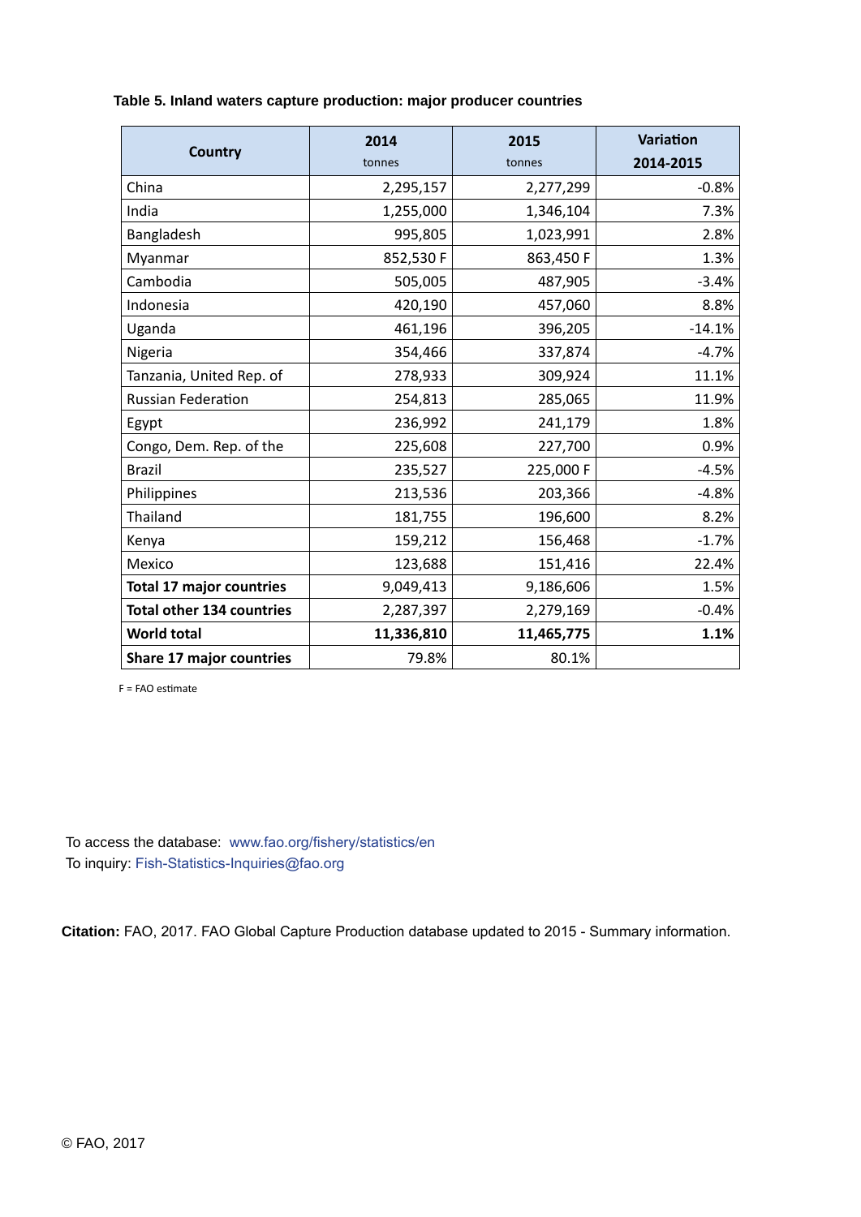**Table 5. Inland waters capture production: major producer countries**

| Country | 2014 tonnes | 2015 tonnes | Variation 2014-2015 |
|---|---|---|---|
| China | 2,295,157 | 2,277,299 | -0.8% |
| India | 1,255,000 | 1,346,104 | 7.3% |
| Bangladesh | 995,805 | 1,023,991 | 2.8% |
| Myanmar | 852,530 F | 863,450 F | 1.3% |
| Cambodia | 505,005 | 487,905 | -3.4% |
| Indonesia | 420,190 | 457,060 | 8.8% |
| Uganda | 461,196 | 396,205 | -14.1% |
| Nigeria | 354,466 | 337,874 | -4.7% |
| Tanzania, United Rep. of | 278,933 | 309,924 | 11.1% |
| Russian Federation | 254,813 | 285,065 | 11.9% |
| Egypt | 236,992 | 241,179 | 1.8% |
| Congo, Dem. Rep. of the | 225,608 | 227,700 | 0.9% |
| Brazil | 235,527 | 225,000 F | -4.5% |
| Philippines | 213,536 | 203,366 | -4.8% |
| Thailand | 181,755 | 196,600 | 8.2% |
| Kenya | 159,212 | 156,468 | -1.7% |
| Mexico | 123,688 | 151,416 | 22.4% |
| **Total 17 major countries** | 9,049,413 | 9,186,606 | 1.5% |
| **Total other 134 countries** | 2,287,397 | 2,279,169 | -0.4% |
| **World total** | **11,336,810** | **11,465,775** | **1.1%** |
| **Share 17 major countries** | 79.8% | 80.1% | |

F = FAO estimate

To access the database: www.fao.org/fishery/statistics/en
To inquiry: Fish-Statistics-Inquiries@fao.org

**Citation:** FAO, 2017. FAO Global Capture Production database updated to 2015 - Summary information.

© FAO, 2017